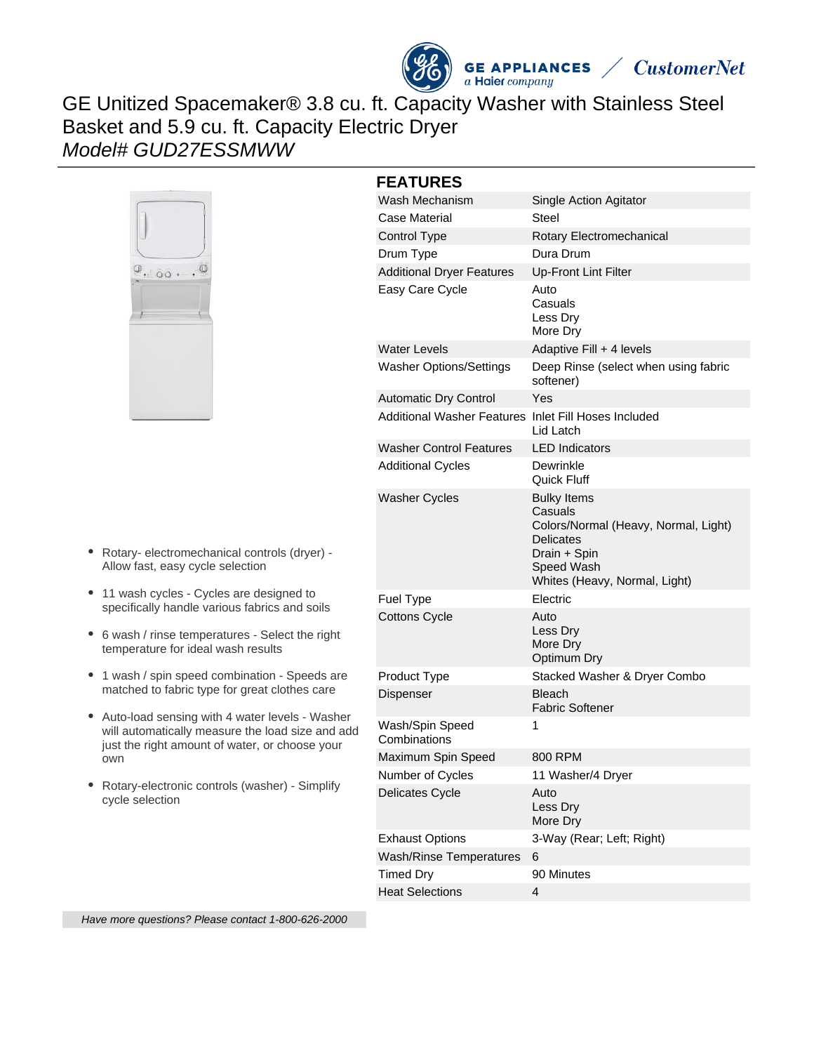# GE Unitized Spacemaker® 3.8 cu. ft. Capacity Washer with Stainless Steel Basket and 5.9 cu. ft. Capacity Electric Dryer

*Model# GUD27ESSMWW*

- Rotary- electromechanical controls (dryer) - Allow fast, easy cycle selection
- 11 wash cycles - Cycles are designed to specifically handle various fabrics and soils
- 6 wash / rinse temperatures - Select the right temperature for ideal wash results
- 1 wash / spin speed combination - Speeds are matched to fabric type for great clothes care
- Auto-load sensing with 4 water levels - Washer will automatically measure the load size and add just the right amount of water, or choose your own
- Rotary-electronic controls (washer) - Simplify cycle selection

## FEATURES

| | |
|---|---|
| Wash Mechanism | Single Action Agitator |
| Case Material | Steel |
| Control Type | Rotary Electromechanical |
| Drum Type | Dura Drum |
| Additional Dryer Features | Up-Front Lint Filter |
| Easy Care Cycle | Auto<br>Casuals<br>Less Dry<br>More Dry |
| Water Levels | Adaptive Fill + 4 levels |
| Washer Options/Settings | Deep Rinse (select when using fabric softener) |
| Automatic Dry Control | Yes |
| Additional Washer Features | Inlet Fill Hoses Included<br>Lid Latch |
| Washer Control Features | LED Indicators |
| Additional Cycles | Dewrinkle<br>Quick Fluff |
| Washer Cycles | Bulky Items<br>Casuals<br>Colors/Normal (Heavy, Normal, Light)<br>Delicates<br>Drain + Spin<br>Speed Wash<br>Whites (Heavy, Normal, Light) |
| Fuel Type | Electric |
| Cottons Cycle | Auto<br>Less Dry<br>More Dry<br>Optimum Dry |
| Product Type | Stacked Washer & Dryer Combo |
| Dispenser | Bleach<br>Fabric Softener |
| Wash/Spin Speed Combinations | 1 |
| Maximum Spin Speed | 800 RPM |
| Number of Cycles | 11 Washer/4 Dryer |
| Delicates Cycle | Auto<br>Less Dry<br>More Dry |
| Exhaust Options | 3-Way (Rear; Left; Right) |
| Wash/Rinse Temperatures | 6 |
| Timed Dry | 90 Minutes |
| Heat Selections | 4 |

*Have more questions? Please contact 1-800-626-2000*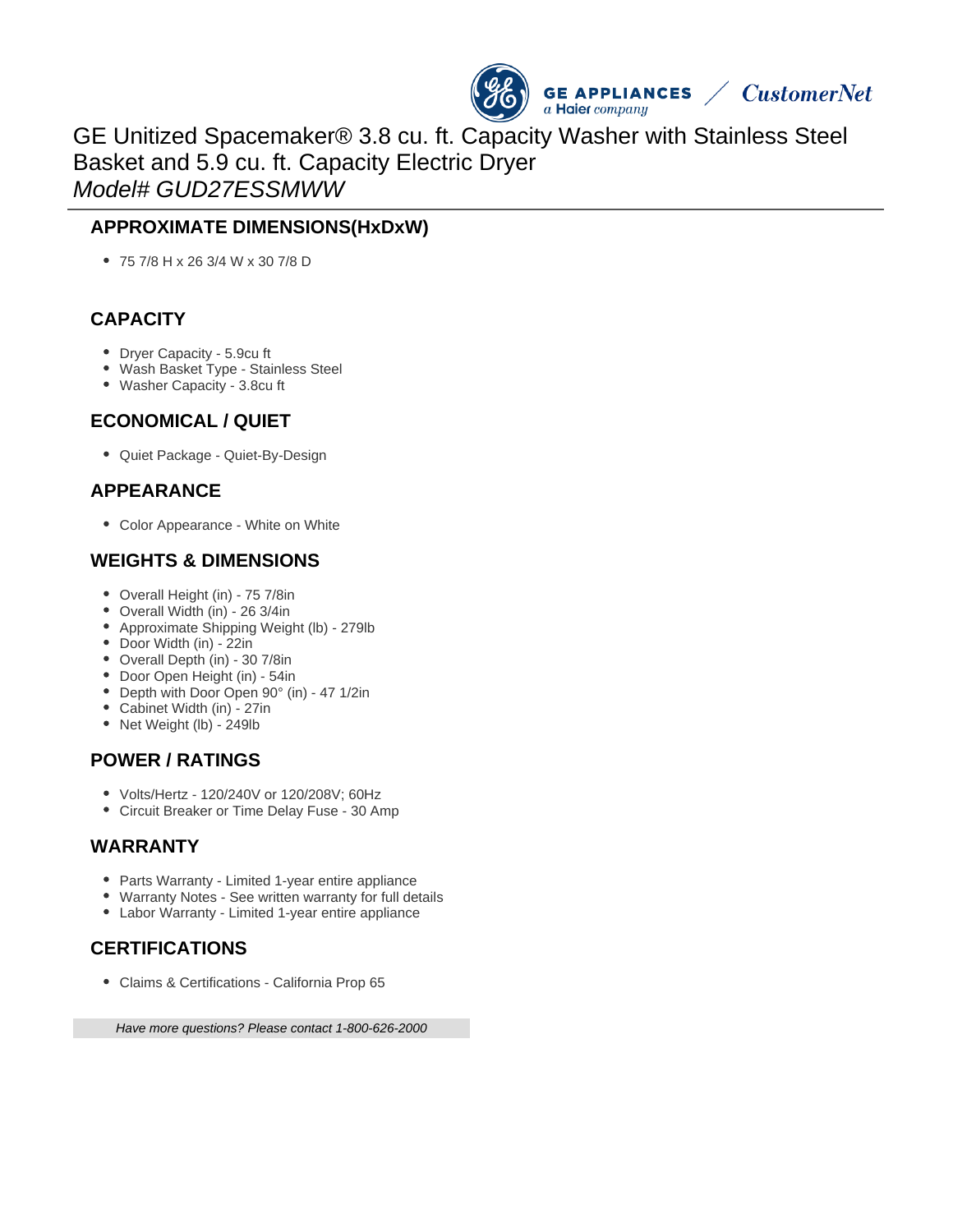# GE Unitized Spacemaker® 3.8 cu. ft. Capacity Washer with Stainless Steel Basket and 5.9 cu. ft. Capacity Electric Dryer

*Model# GUD27ESSMWW*

## APPROXIMATE DIMENSIONS(HxDxW)

- 75 7/8 H x 26 3/4 W x 30 7/8 D

## CAPACITY

- Dryer Capacity - 5.9cu ft
- Wash Basket Type - Stainless Steel
- Washer Capacity - 3.8cu ft

## ECONOMICAL / QUIET

- Quiet Package - Quiet-By-Design

## APPEARANCE

- Color Appearance - White on White

## WEIGHTS & DIMENSIONS

- Overall Height (in) - 75 7/8in
- Overall Width (in) - 26 3/4in
- Approximate Shipping Weight (lb) - 279lb
- Door Width (in) - 22in
- Overall Depth (in) - 30 7/8in
- Door Open Height (in) - 54in
- Depth with Door Open 90° (in) - 47 1/2in
- Cabinet Width (in) - 27in
- Net Weight (lb) - 249lb

## POWER / RATINGS

- Volts/Hertz - 120/240V or 120/208V; 60Hz
- Circuit Breaker or Time Delay Fuse - 30 Amp

## WARRANTY

- Parts Warranty - Limited 1-year entire appliance
- Warranty Notes - See written warranty for full details
- Labor Warranty - Limited 1-year entire appliance

## CERTIFICATIONS

- Claims & Certifications - California Prop 65

*Have more questions? Please contact 1-800-626-2000*